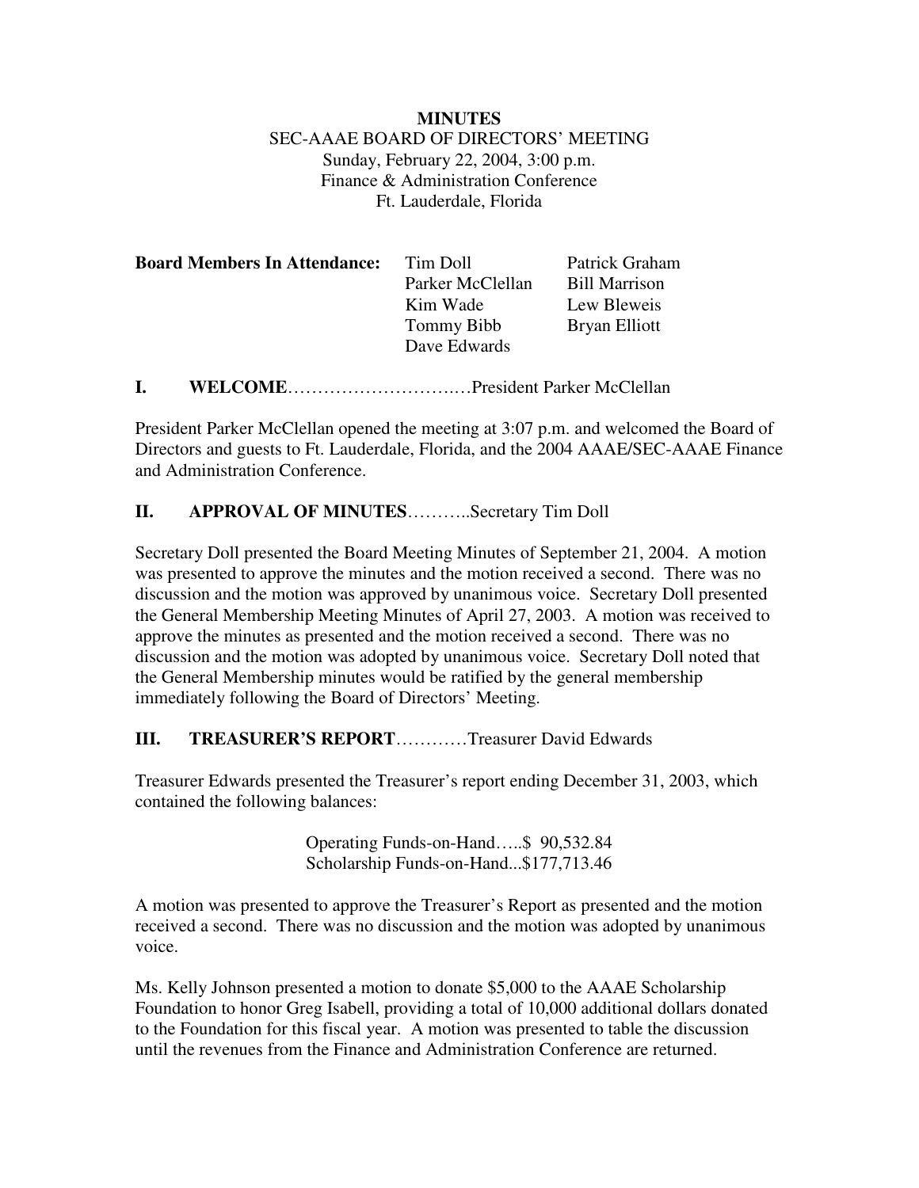**MINUTES**

SEC-AAAE BOARD OF DIRECTORS' MEETING

Sunday, February 22, 2004, 3:00 p.m.

Finance & Administration Conference

Ft. Lauderdale, Florida

| **Board Members In Attendance:** | Tim Doll | Patrick Graham |
|---|---|---|
| | Parker McClellan | Bill Marrison |
| | Kim Wade | Lew Bleweis |
| | Tommy Bibb | Bryan Elliott |
| | Dave Edwards | |

**I. WELCOME**…………………………President Parker McClellan

President Parker McClellan opened the meeting at 3:07 p.m. and welcomed the Board of Directors and guests to Ft. Lauderdale, Florida, and the 2004 AAAE/SEC-AAAE Finance and Administration Conference.

**II. APPROVAL OF MINUTES**………..Secretary Tim Doll

Secretary Doll presented the Board Meeting Minutes of September 21, 2004. A motion was presented to approve the minutes and the motion received a second. There was no discussion and the motion was approved by unanimous voice. Secretary Doll presented the General Membership Meeting Minutes of April 27, 2003. A motion was received to approve the minutes as presented and the motion received a second. There was no discussion and the motion was adopted by unanimous voice. Secretary Doll noted that the General Membership minutes would be ratified by the general membership immediately following the Board of Directors' Meeting.

**III. TREASURER'S REPORT**…………Treasurer David Edwards

Treasurer Edwards presented the Treasurer's report ending December 31, 2003, which contained the following balances:

Operating Funds-on-Hand…..$ 90,532.84
Scholarship Funds-on-Hand...$177,713.46

A motion was presented to approve the Treasurer's Report as presented and the motion received a second. There was no discussion and the motion was adopted by unanimous voice.

Ms. Kelly Johnson presented a motion to donate $5,000 to the AAAE Scholarship Foundation to honor Greg Isabell, providing a total of 10,000 additional dollars donated to the Foundation for this fiscal year. A motion was presented to table the discussion until the revenues from the Finance and Administration Conference are returned.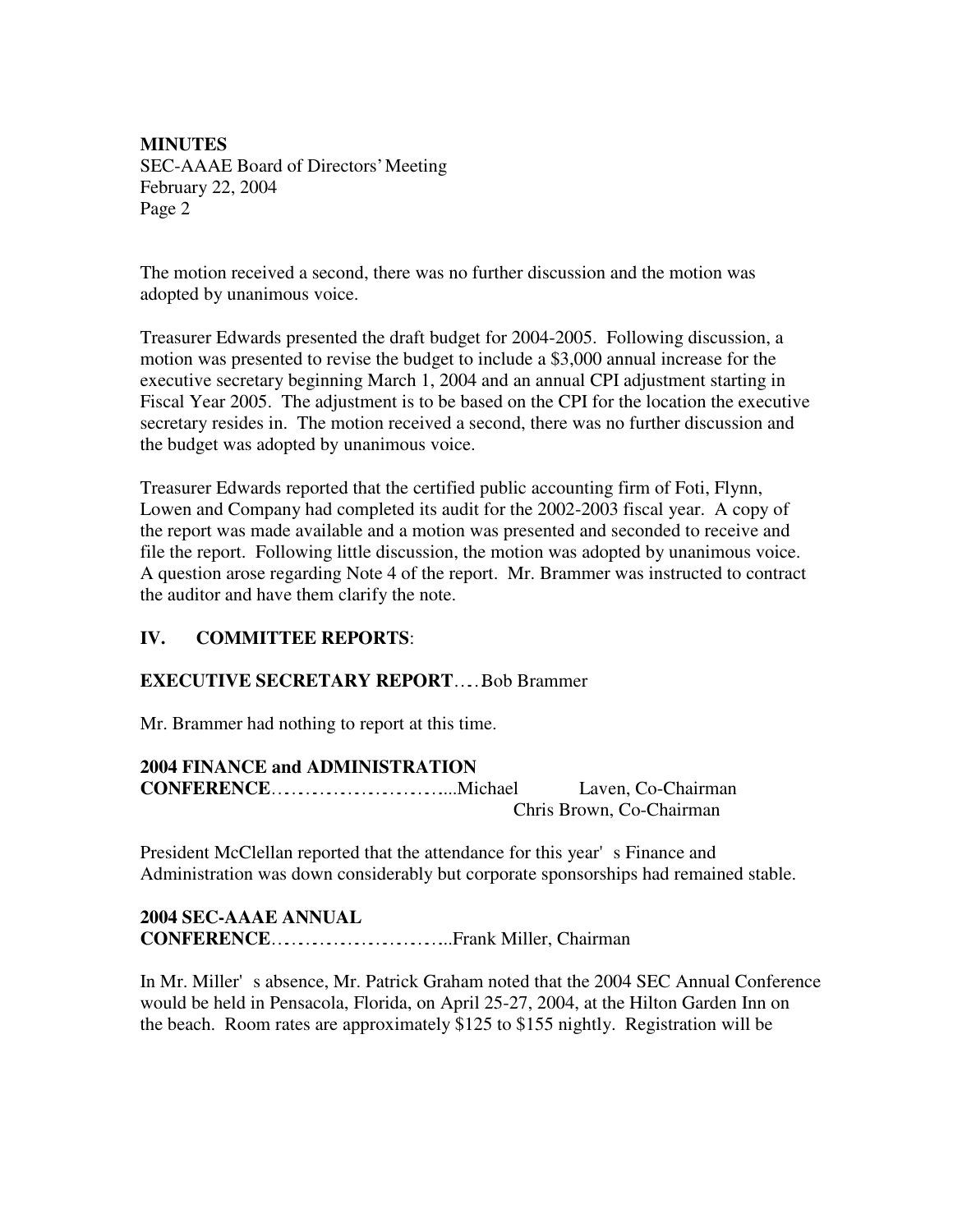**MINUTES**
SEC-AAAE Board of Directors' Meeting
February 22, 2004
Page 2

The motion received a second, there was no further discussion and the motion was adopted by unanimous voice.

Treasurer Edwards presented the draft budget for 2004-2005. Following discussion, a motion was presented to revise the budget to include a $3,000 annual increase for the executive secretary beginning March 1, 2004 and an annual CPI adjustment starting in Fiscal Year 2005. The adjustment is to be based on the CPI for the location the executive secretary resides in. The motion received a second, there was no further discussion and the budget was adopted by unanimous voice.

Treasurer Edwards reported that the certified public accounting firm of Foti, Flynn, Lowen and Company had completed its audit for the 2002-2003 fiscal year. A copy of the report was made available and a motion was presented and seconded to receive and file the report. Following little discussion, the motion was adopted by unanimous voice. A question arose regarding Note 4 of the report. Mr. Brammer was instructed to contract the auditor and have them clarify the note.

## IV. COMMITTEE REPORTS:

**EXECUTIVE SECRETARY REPORT**….Bob Brammer

Mr. Brammer had nothing to report at this time.

**2004 FINANCE and ADMINISTRATION CONFERENCE**………………………...Michael Laven, Co-Chairman
Chris Brown, Co-Chairman

President McClellan reported that the attendance for this year's Finance and Administration was down considerably but corporate sponsorships had remained stable.

**2004 SEC-AAAE ANNUAL CONFERENCE**……………………….Frank Miller, Chairman

In Mr. Miller's absence, Mr. Patrick Graham noted that the 2004 SEC Annual Conference would be held in Pensacola, Florida, on April 25-27, 2004, at the Hilton Garden Inn on the beach. Room rates are approximately $125 to $155 nightly. Registration will be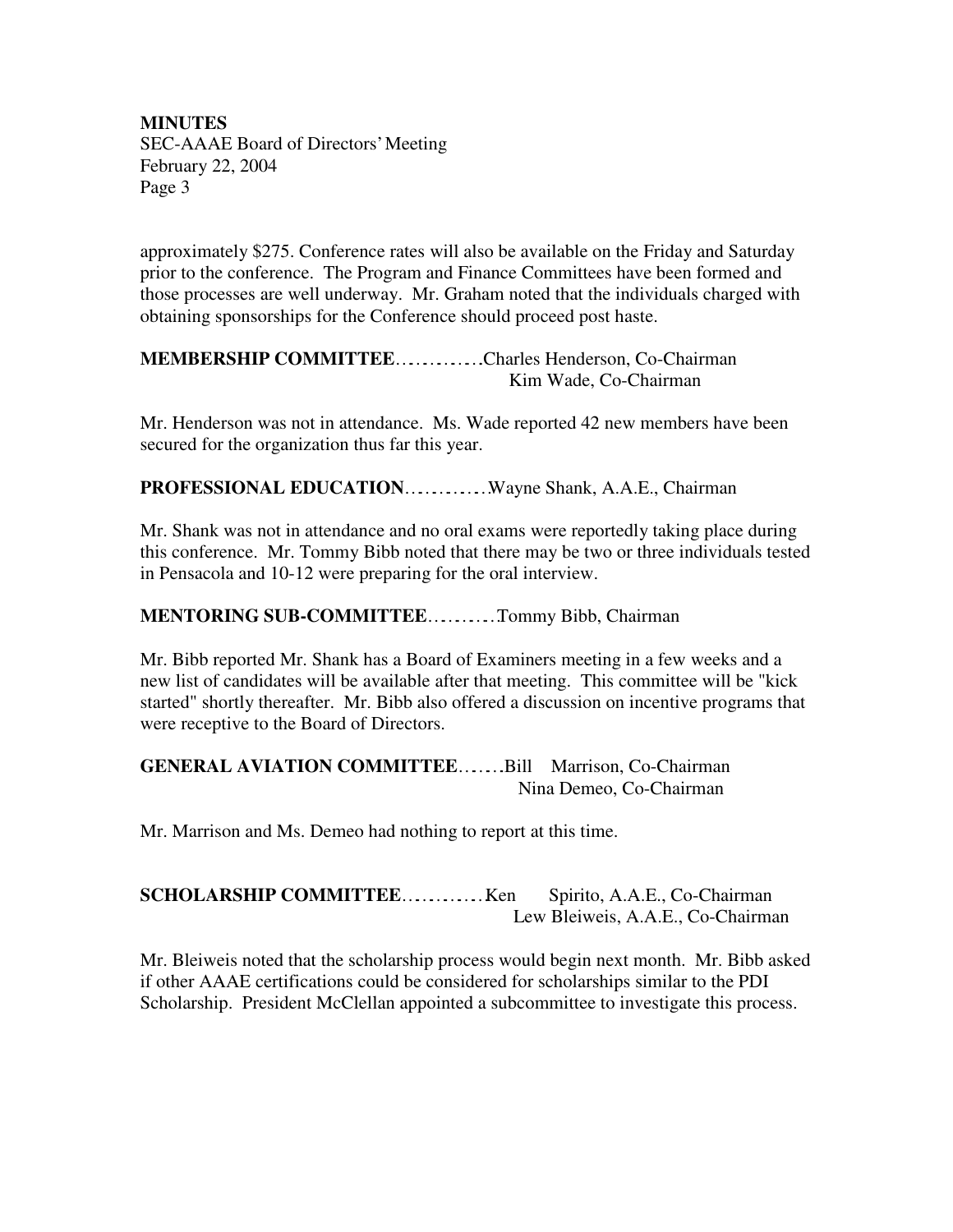approximately $275. Conference rates will also be available on the Friday and Saturday prior to the conference. The Program and Finance Committees have been formed and those processes are well underway. Mr. Graham noted that the individuals charged with obtaining sponsorships for the Conference should proceed post haste.

**MEMBERSHIP COMMITTEE**…………Charles Henderson, Co-Chairman
Kim Wade, Co-Chairman

Mr. Henderson was not in attendance. Ms. Wade reported 42 new members have been secured for the organization thus far this year.

**PROFESSIONAL EDUCATION**…………Wayne Shank, A.A.E., Chairman

Mr. Shank was not in attendance and no oral exams were reportedly taking place during this conference. Mr. Tommy Bibb noted that there may be two or three individuals tested in Pensacola and 10-12 were preparing for the oral interview.

**MENTORING SUB-COMMITTEE**……….Tommy Bibb, Chairman

Mr. Bibb reported Mr. Shank has a Board of Examiners meeting in a few weeks and a new list of candidates will be available after that meeting. This committee will be "kick started" shortly thereafter. Mr. Bibb also offered a discussion on incentive programs that were receptive to the Board of Directors.

**GENERAL AVIATION COMMITTEE**…….Bill Marrison, Co-Chairman
Nina Demeo, Co-Chairman

Mr. Marrison and Ms. Demeo had nothing to report at this time.

**SCHOLARSHIP COMMITTEE**…………Ken Spirito, A.A.E., Co-Chairman
Lew Bleiweis, A.A.E., Co-Chairman

Mr. Bleiweis noted that the scholarship process would begin next month. Mr. Bibb asked if other AAAE certifications could be considered for scholarships similar to the PDI Scholarship. President McClellan appointed a subcommittee to investigate this process.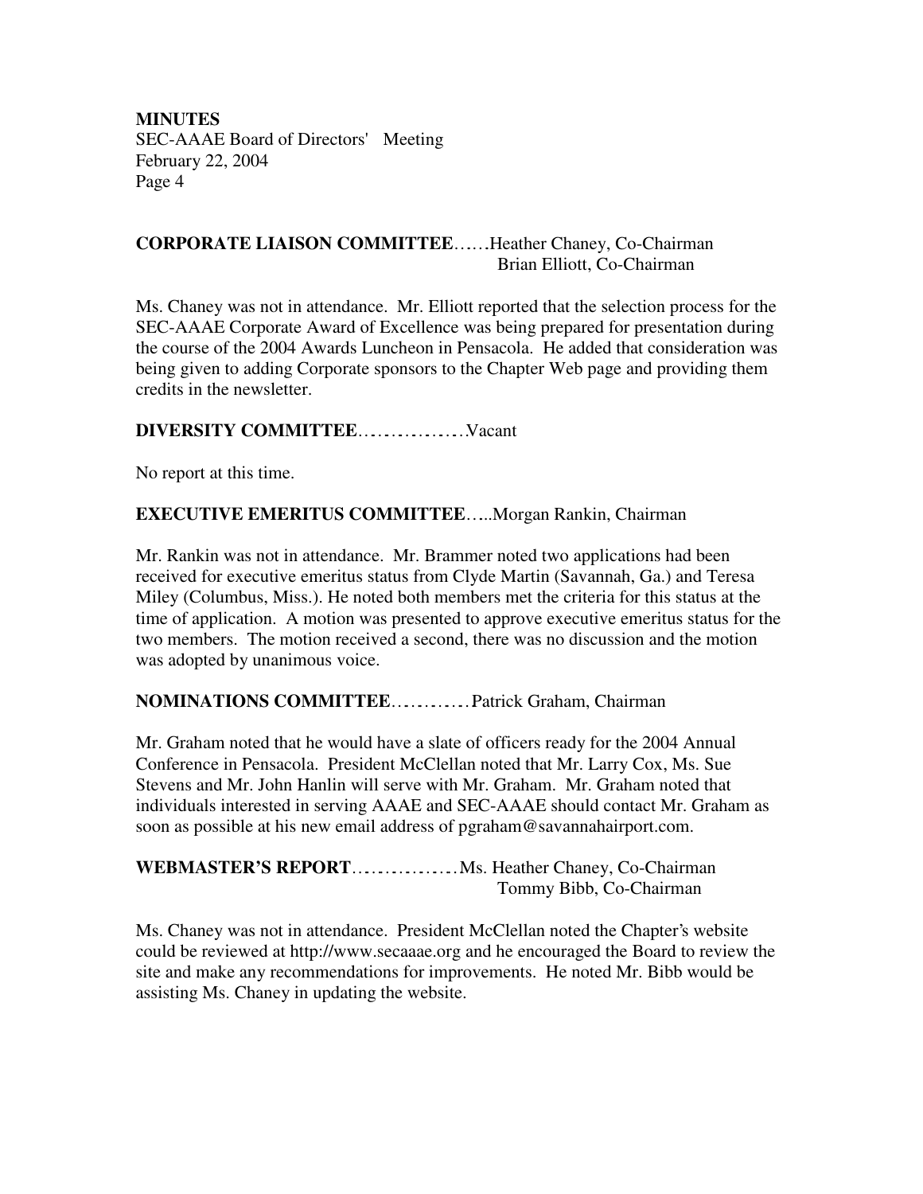**CORPORATE LIAISON COMMITTEE**……Heather Chaney, Co-Chairman
Brian Elliott, Co-Chairman

Ms. Chaney was not in attendance. Mr. Elliott reported that the selection process for the SEC-AAAE Corporate Award of Excellence was being prepared for presentation during the course of the 2004 Awards Luncheon in Pensacola. He added that consideration was being given to adding Corporate sponsors to the Chapter Web page and providing them credits in the newsletter.

**DIVERSITY COMMITTEE**……………Vacant

No report at this time.

**EXECUTIVE EMERITUS COMMITTEE**…..Morgan Rankin, Chairman

Mr. Rankin was not in attendance. Mr. Brammer noted two applications had been received for executive emeritus status from Clyde Martin (Savannah, Ga.) and Teresa Miley (Columbus, Miss.). He noted both members met the criteria for this status at the time of application. A motion was presented to approve executive emeritus status for the two members. The motion received a second, there was no discussion and the motion was adopted by unanimous voice.

**NOMINATIONS COMMITTEE**…………Patrick Graham, Chairman

Mr. Graham noted that he would have a slate of officers ready for the 2004 Annual Conference in Pensacola. President McClellan noted that Mr. Larry Cox, Ms. Sue Stevens and Mr. John Hanlin will serve with Mr. Graham. Mr. Graham noted that individuals interested in serving AAAE and SEC-AAAE should contact Mr. Graham as soon as possible at his new email address of pgraham@savannahairport.com.

**WEBMASTER'S REPORT**……………Ms. Heather Chaney, Co-Chairman
Tommy Bibb, Co-Chairman

Ms. Chaney was not in attendance. President McClellan noted the Chapter's website could be reviewed at http://www.secaaae.org and he encouraged the Board to review the site and make any recommendations for improvements. He noted Mr. Bibb would be assisting Ms. Chaney in updating the website.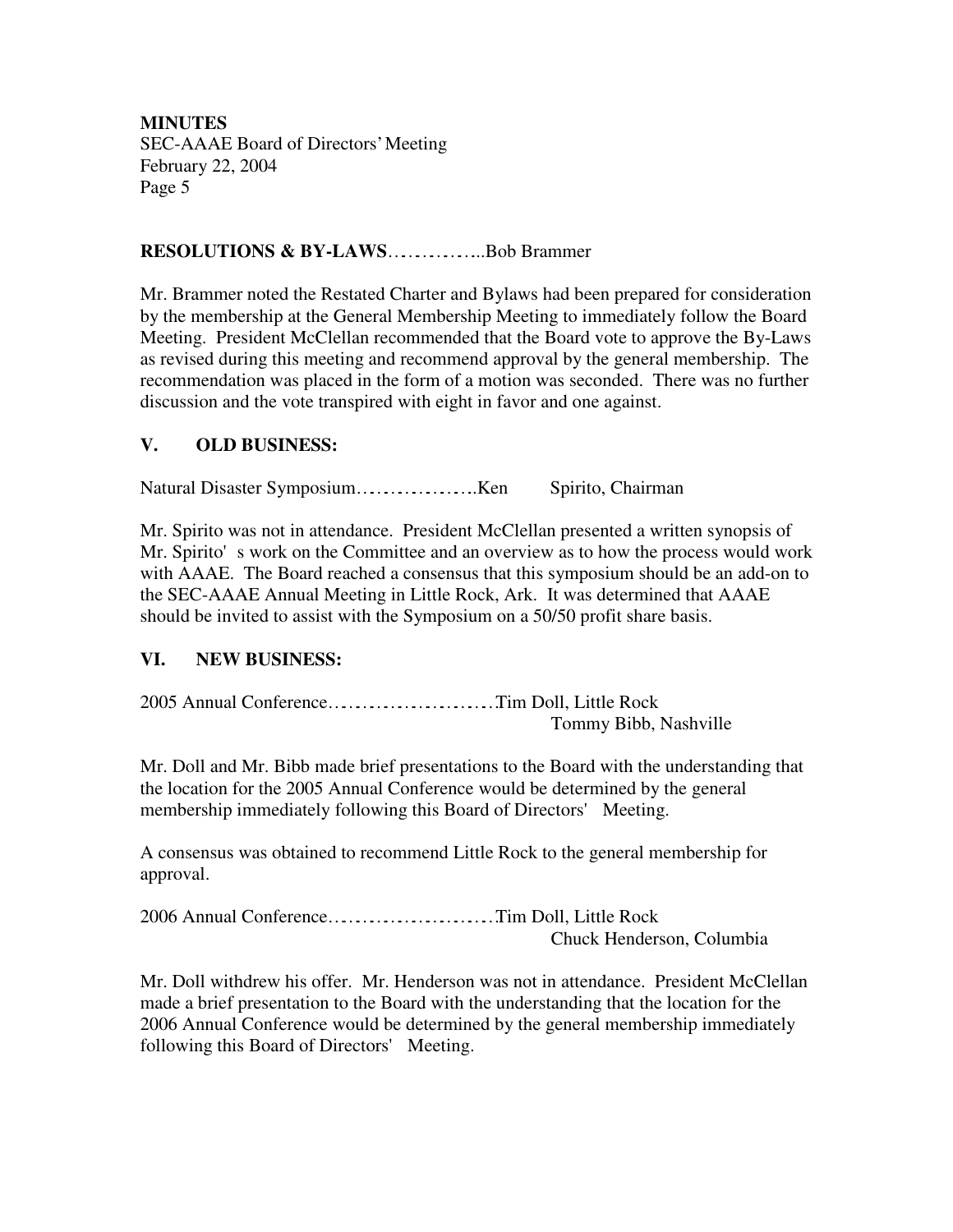**RESOLUTIONS & BY-LAWS**…………..Bob Brammer

Mr. Brammer noted the Restated Charter and Bylaws had been prepared for consideration by the membership at the General Membership Meeting to immediately follow the Board Meeting. President McClellan recommended that the Board vote to approve the By-Laws as revised during this meeting and recommend approval by the general membership. The recommendation was placed in the form of a motion was seconded. There was no further discussion and the vote transpired with eight in favor and one against.

## V. OLD BUSINESS:

Natural Disaster Symposium……………….Ken Spirito, Chairman

Mr. Spirito was not in attendance. President McClellan presented a written synopsis of Mr. Spirito's work on the Committee and an overview as to how the process would work with AAAE. The Board reached a consensus that this symposium should be an add-on to the SEC-AAAE Annual Meeting in Little Rock, Ark. It was determined that AAAE should be invited to assist with the Symposium on a 50/50 profit share basis.

## VI. NEW BUSINESS:

2005 Annual Conference……………………Tim Doll, Little Rock
Tommy Bibb, Nashville

Mr. Doll and Mr. Bibb made brief presentations to the Board with the understanding that the location for the 2005 Annual Conference would be determined by the general membership immediately following this Board of Directors' Meeting.

A consensus was obtained to recommend Little Rock to the general membership for approval.

2006 Annual Conference……………………Tim Doll, Little Rock
Chuck Henderson, Columbia

Mr. Doll withdrew his offer. Mr. Henderson was not in attendance. President McClellan made a brief presentation to the Board with the understanding that the location for the 2006 Annual Conference would be determined by the general membership immediately following this Board of Directors' Meeting.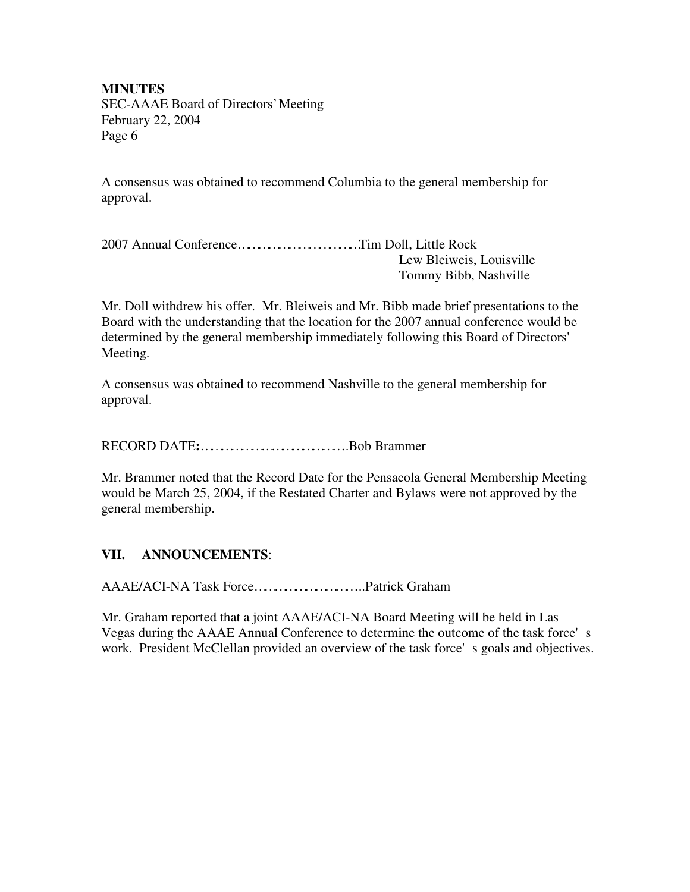A consensus was obtained to recommend Columbia to the general membership for approval.

2007 Annual Conference……………………Tim Doll, Little Rock
Lew Bleiweis, Louisville
Tommy Bibb, Nashville

Mr. Doll withdrew his offer. Mr. Bleiweis and Mr. Bibb made brief presentations to the Board with the understanding that the location for the 2007 annual conference would be determined by the general membership immediately following this Board of Directors' Meeting.

A consensus was obtained to recommend Nashville to the general membership for approval.

RECORD DATE**:**…………………………..Bob Brammer

Mr. Brammer noted that the Record Date for the Pensacola General Membership Meeting would be March 25, 2004, if the Restated Charter and Bylaws were not approved by the general membership.

## VII. ANNOUNCEMENTS:

AAAE/ACI-NA Task Force…………………...Patrick Graham

Mr. Graham reported that a joint AAAE/ACI-NA Board Meeting will be held in Las Vegas during the AAAE Annual Conference to determine the outcome of the task force's work. President McClellan provided an overview of the task force's goals and objectives.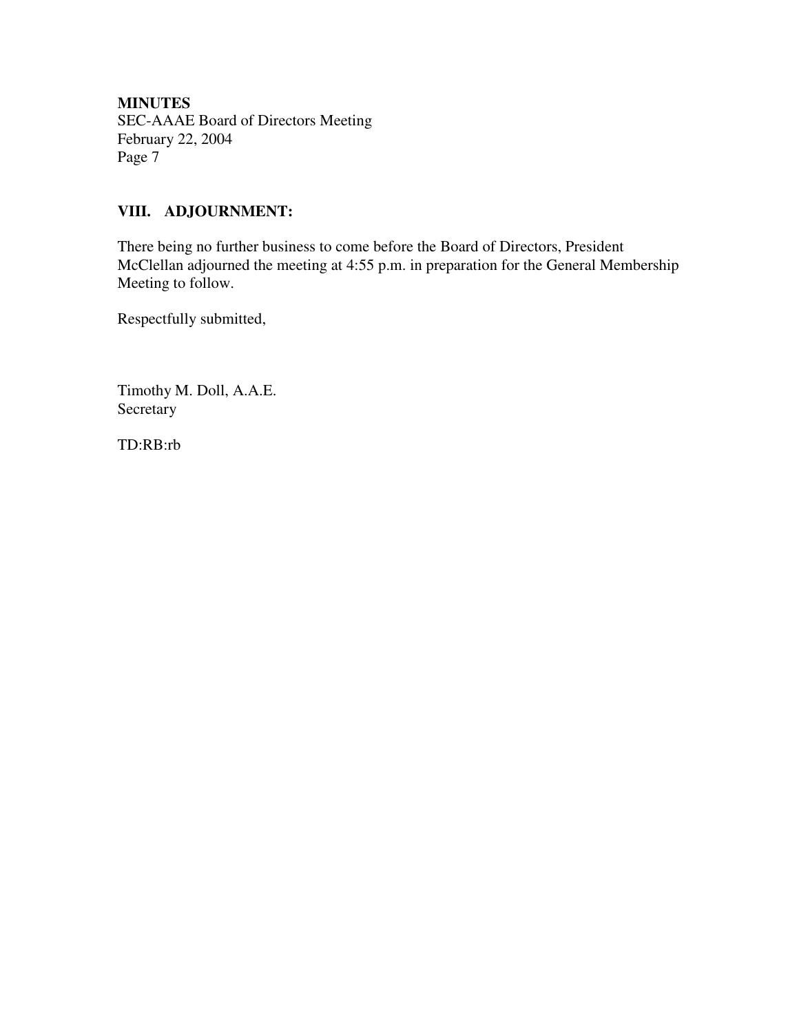## VIII. ADJOURNMENT:

There being no further business to come before the Board of Directors, President McClellan adjourned the meeting at 4:55 p.m. in preparation for the General Membership Meeting to follow.

Respectfully submitted,

Timothy M. Doll, A.A.E.
Secretary

TD:RB:rb